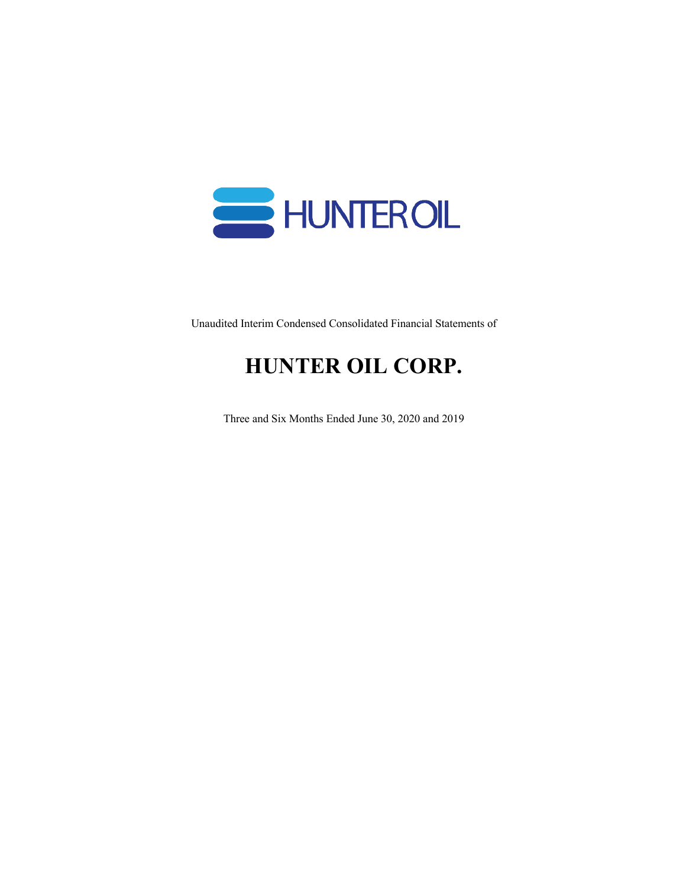HUNTER OIL

Unaudited Interim Condensed Consolidated Financial Statements of

# HUNTER OIL CORP.

Three and Six Months Ended June 30, 2020 and 2019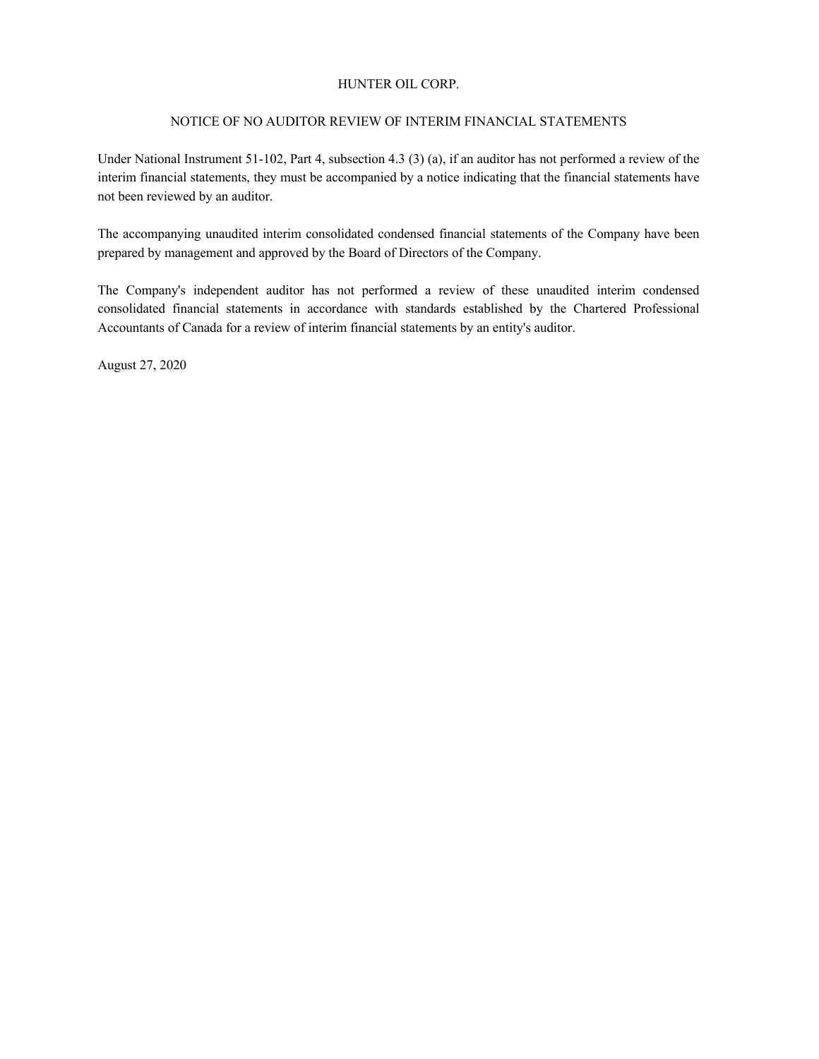# HUNTER OIL CORP.

## NOTICE OF NO AUDITOR REVIEW OF INTERIM FINANCIAL STATEMENTS

Under National Instrument 51-102, Part 4, subsection 4.3 (3) (a), if an auditor has not performed a review of the interim financial statements, they must be accompanied by a notice indicating that the financial statements have not been reviewed by an auditor.

The accompanying unaudited interim consolidated condensed financial statements of the Company have been prepared by management and approved by the Board of Directors of the Company.

The Company's independent auditor has not performed a review of these unaudited interim condensed consolidated financial statements in accordance with standards established by the Chartered Professional Accountants of Canada for a review of interim financial statements by an entity's auditor.

August 27, 2020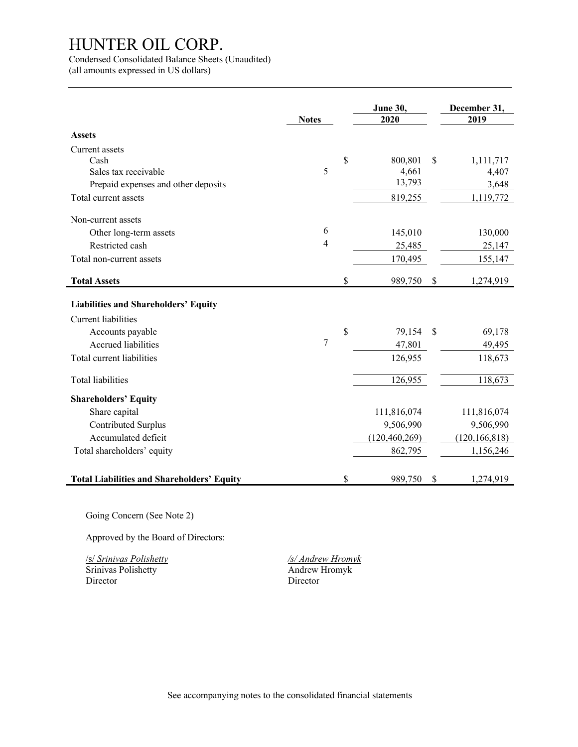# HUNTER OIL CORP.

Condensed Consolidated Balance Sheets (Unaudited)
(all amounts expressed in US dollars)

| | Notes | June 30, 2020 | December 31, 2019 |
|---|---|---|---|
| **Assets** | | | |
| Current assets | | | |
| Cash | | $ 800,801 | $ 1,111,717 |
| Sales tax receivable | 5 | 4,661 | 4,407 |
| Prepaid expenses and other deposits | | 13,793 | 3,648 |
| Total current assets | | 819,255 | 1,119,772 |
| Non-current assets | | | |
| Other long-term assets | 6 | 145,010 | 130,000 |
| Restricted cash | 4 | 25,485 | 25,147 |
| Total non-current assets | | 170,495 | 155,147 |
| **Total Assets** | | $ 989,750 | $ 1,274,919 |
| **Liabilities and Shareholders' Equity** | | | |
| Current liabilities | | | |
| Accounts payable | | $ 79,154 | $ 69,178 |
| Accrued liabilities | 7 | 47,801 | 49,495 |
| Total current liabilities | | 126,955 | 118,673 |
| Total liabilities | | 126,955 | 118,673 |
| **Shareholders' Equity** | | | |
| Share capital | | 111,816,074 | 111,816,074 |
| Contributed Surplus | | 9,506,990 | 9,506,990 |
| Accumulated deficit | | (120,460,269) | (120,166,818) |
| Total shareholders' equity | | 862,795 | 1,156,246 |
| **Total Liabilities and Shareholders' Equity** | | $ 989,750 | $ 1,274,919 |

Going Concern (See Note 2)

Approved by the Board of Directors:

/s/ *Srinivas Polishetty*
Srinivas Polishetty
Director

*/s/ Andrew Hromyk*
Andrew Hromyk
Director

See accompanying notes to the consolidated financial statements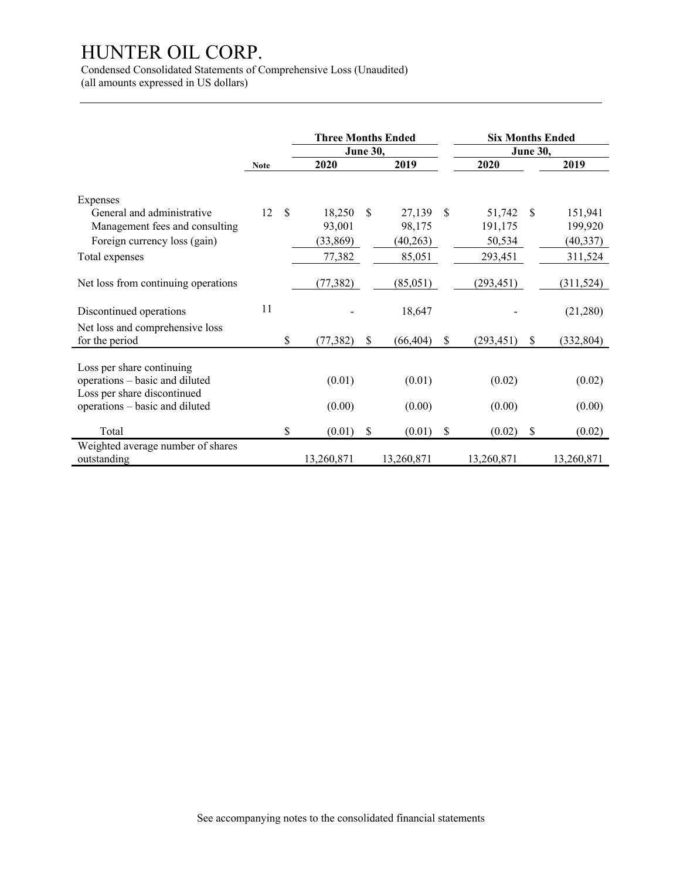# HUNTER OIL CORP.

Condensed Consolidated Statements of Comprehensive Loss (Unaudited)
(all amounts expressed in US dollars)

| | | Three Months Ended June 30, | | Six Months Ended June 30, | |
|---|---|---|---|---|---|
| | **Note** | **2020** | **2019** | **2020** | **2019** |
| Expenses | | | | | |
| General and administrative | 12 | $ 18,250 | $ 27,139 | $ 51,742 | $ 151,941 |
| Management fees and consulting | | 93,001 | 98,175 | 191,175 | 199,920 |
| Foreign currency loss (gain) | | (33,869) | (40,263) | 50,534 | (40,337) |
| Total expenses | | 77,382 | 85,051 | 293,451 | 311,524 |
| Net loss from continuing operations | | (77,382) | (85,051) | (293,451) | (311,524) |
| Discontinued operations | 11 | - | 18,647 | - | (21,280) |
| Net loss and comprehensive loss for the period | | $ (77,382) | $ (66,404) | $ (293,451) | $ (332,804) |
| Loss per share continuing operations – basic and diluted | | (0.01) | (0.01) | (0.02) | (0.02) |
| Loss per share discontinued operations – basic and diluted | | (0.00) | (0.00) | (0.00) | (0.00) |
| Total | | $ (0.01) | $ (0.01) | $ (0.02) | $ (0.02) |
| Weighted average number of shares outstanding | | 13,260,871 | 13,260,871 | 13,260,871 | 13,260,871 |

See accompanying notes to the consolidated financial statements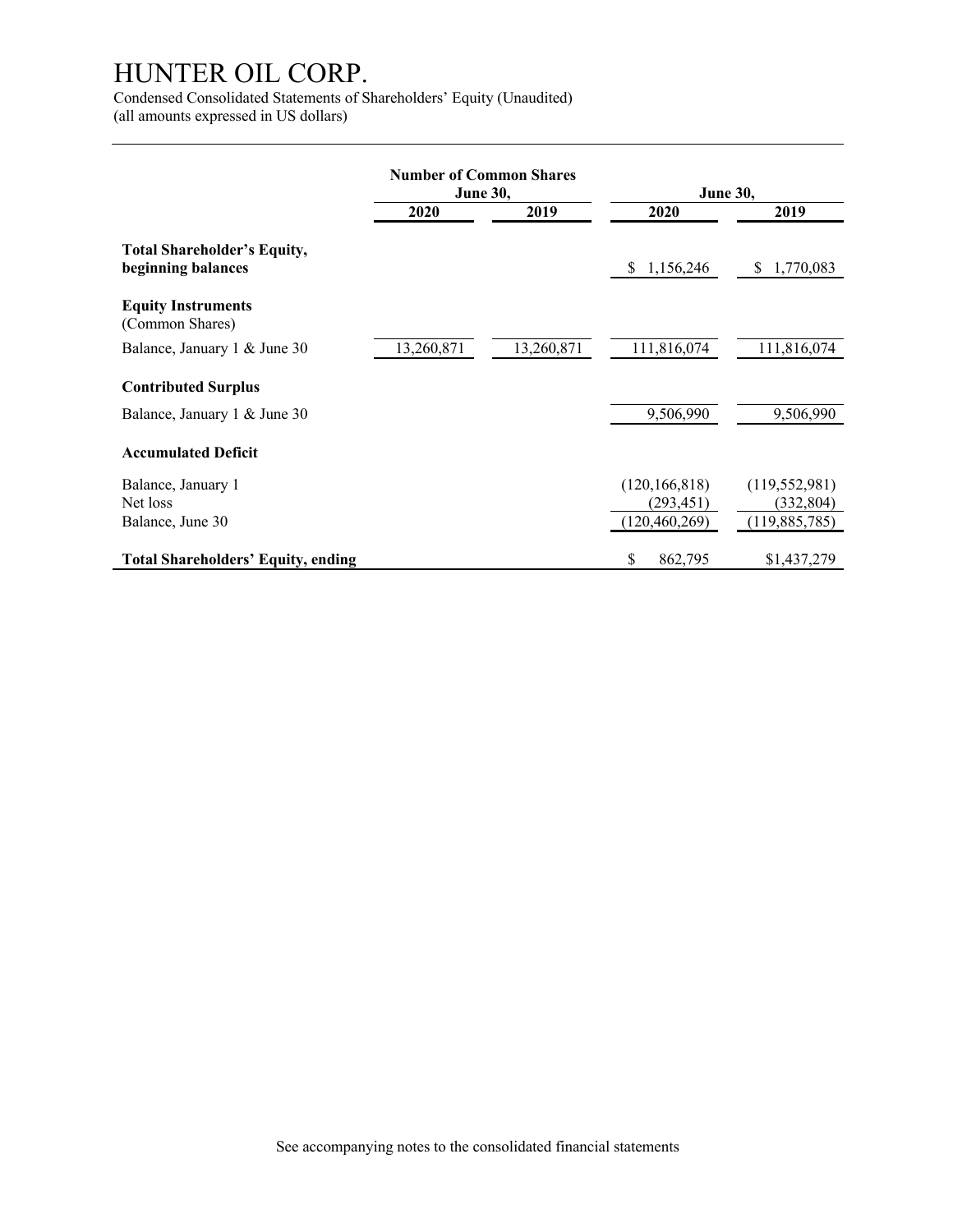# HUNTER OIL CORP.

Condensed Consolidated Statements of Shareholders' Equity (Unaudited)
(all amounts expressed in US dollars)

| | Number of Common Shares June 30, | | June 30, | |
|---|---|---|---|---|
| | 2020 | 2019 | 2020 | 2019 |
| **Total Shareholder's Equity, beginning balances** | | | $ 1,156,246 | $ 1,770,083 |
| **Equity Instruments** (Common Shares) | | | | |
| Balance, January 1 & June 30 | 13,260,871 | 13,260,871 | 111,816,074 | 111,816,074 |
| **Contributed Surplus** | | | | |
| Balance, January 1 & June 30 | | | 9,506,990 | 9,506,990 |
| **Accumulated Deficit** | | | | |
| Balance, January 1 | | | (120,166,818) | (119,552,981) |
| Net loss | | | (293,451) | (332,804) |
| Balance, June 30 | | | (120,460,269) | (119,885,785) |
| **Total Shareholders' Equity, ending** | | | $ 862,795 | $1,437,279 |

See accompanying notes to the consolidated financial statements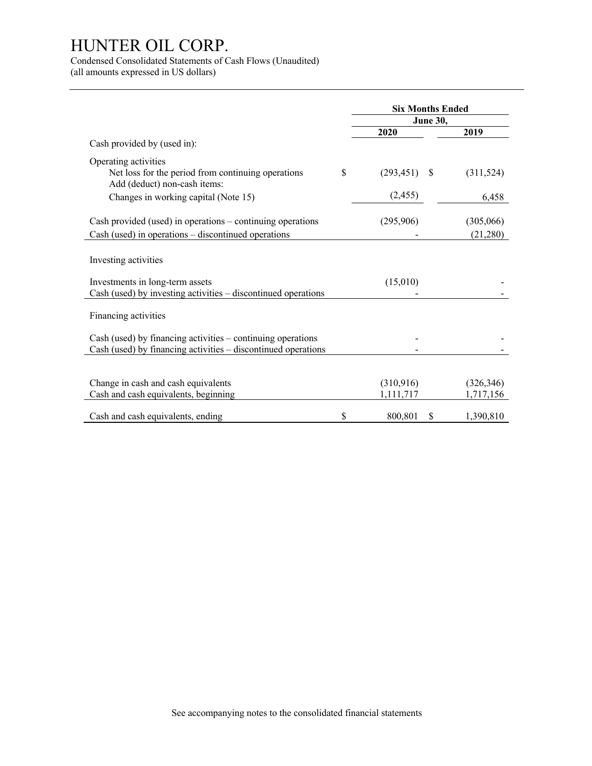# HUNTER OIL CORP.

Condensed Consolidated Statements of Cash Flows (Unaudited)
(all amounts expressed in US dollars)

| | Six Months Ended June 30, | |
|---|---|---|
| | **2020** | **2019** |
| Cash provided by (used in): | | |
| Operating activities | | |
| Net loss for the period from continuing operations | $ (293,451) | $ (311,524) |
| Add (deduct) non-cash items: | | |
| Changes in working capital (Note 15) | (2,455) | 6,458 |
| Cash provided (used) in operations – continuing operations | (295,906) | (305,066) |
| Cash (used) in operations – discontinued operations | - | (21,280) |
| Investing activities | | |
| Investments in long-term assets | (15,010) | - |
| Cash (used) by investing activities – discontinued operations | - | - |
| Financing activities | | |
| Cash (used) by financing activities – continuing operations | - | - |
| Cash (used) by financing activities – discontinued operations | - | - |
| Change in cash and cash equivalents | (310,916) | (326,346) |
| Cash and cash equivalents, beginning | 1,111,717 | 1,717,156 |
| Cash and cash equivalents, ending | $ 800,801 | $ 1,390,810 |

See accompanying notes to the consolidated financial statements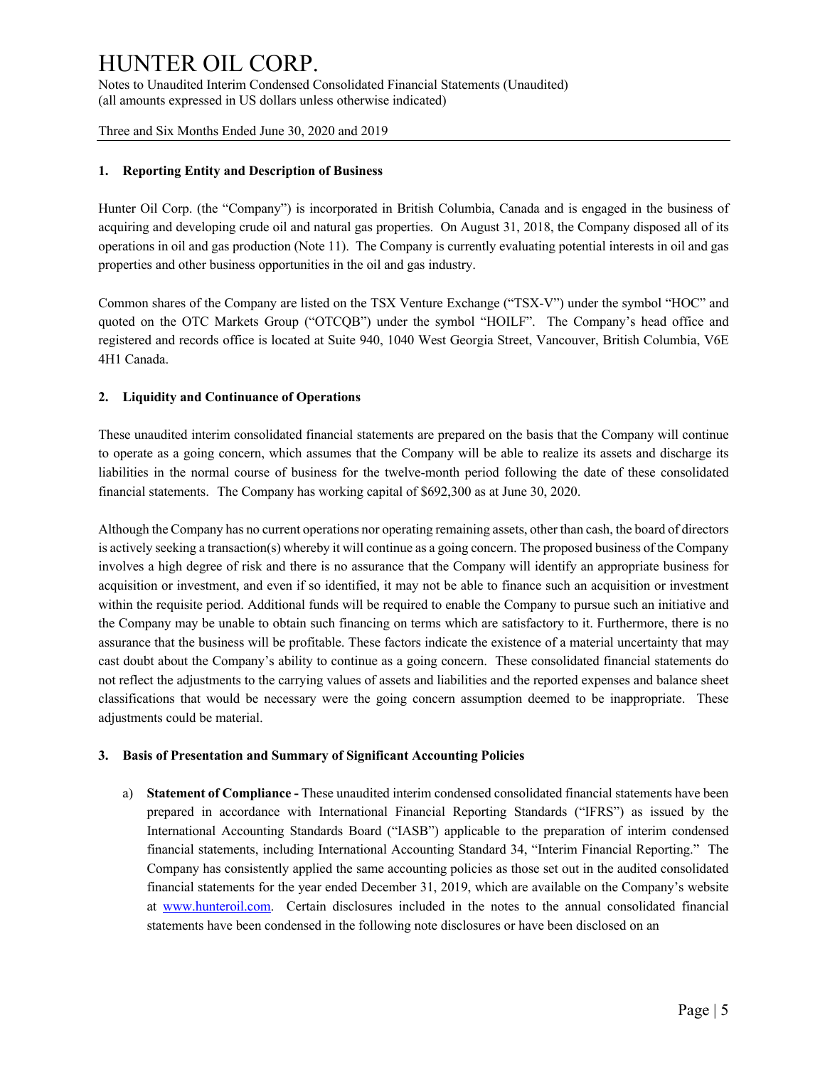## 1. Reporting Entity and Description of Business

Hunter Oil Corp. (the "Company") is incorporated in British Columbia, Canada and is engaged in the business of acquiring and developing crude oil and natural gas properties. On August 31, 2018, the Company disposed all of its operations in oil and gas production (Note 11). The Company is currently evaluating potential interests in oil and gas properties and other business opportunities in the oil and gas industry.

Common shares of the Company are listed on the TSX Venture Exchange ("TSX-V") under the symbol "HOC" and quoted on the OTC Markets Group ("OTCQB") under the symbol "HOILF". The Company's head office and registered and records office is located at Suite 940, 1040 West Georgia Street, Vancouver, British Columbia, V6E 4H1 Canada.

## 2. Liquidity and Continuance of Operations

These unaudited interim consolidated financial statements are prepared on the basis that the Company will continue to operate as a going concern, which assumes that the Company will be able to realize its assets and discharge its liabilities in the normal course of business for the twelve-month period following the date of these consolidated financial statements. The Company has working capital of $692,300 as at June 30, 2020.

Although the Company has no current operations nor operating remaining assets, other than cash, the board of directors is actively seeking a transaction(s) whereby it will continue as a going concern. The proposed business of the Company involves a high degree of risk and there is no assurance that the Company will identify an appropriate business for acquisition or investment, and even if so identified, it may not be able to finance such an acquisition or investment within the requisite period. Additional funds will be required to enable the Company to pursue such an initiative and the Company may be unable to obtain such financing on terms which are satisfactory to it. Furthermore, there is no assurance that the business will be profitable. These factors indicate the existence of a material uncertainty that may cast doubt about the Company's ability to continue as a going concern. These consolidated financial statements do not reflect the adjustments to the carrying values of assets and liabilities and the reported expenses and balance sheet classifications that would be necessary were the going concern assumption deemed to be inappropriate. These adjustments could be material.

## 3. Basis of Presentation and Summary of Significant Accounting Policies

a) **Statement of Compliance -** These unaudited interim condensed consolidated financial statements have been prepared in accordance with International Financial Reporting Standards ("IFRS") as issued by the International Accounting Standards Board ("IASB") applicable to the preparation of interim condensed financial statements, including International Accounting Standard 34, "Interim Financial Reporting." The Company has consistently applied the same accounting policies as those set out in the audited consolidated financial statements for the year ended December 31, 2019, which are available on the Company's website at www.hunteroil.com. Certain disclosures included in the notes to the annual consolidated financial statements have been condensed in the following note disclosures or have been disclosed on an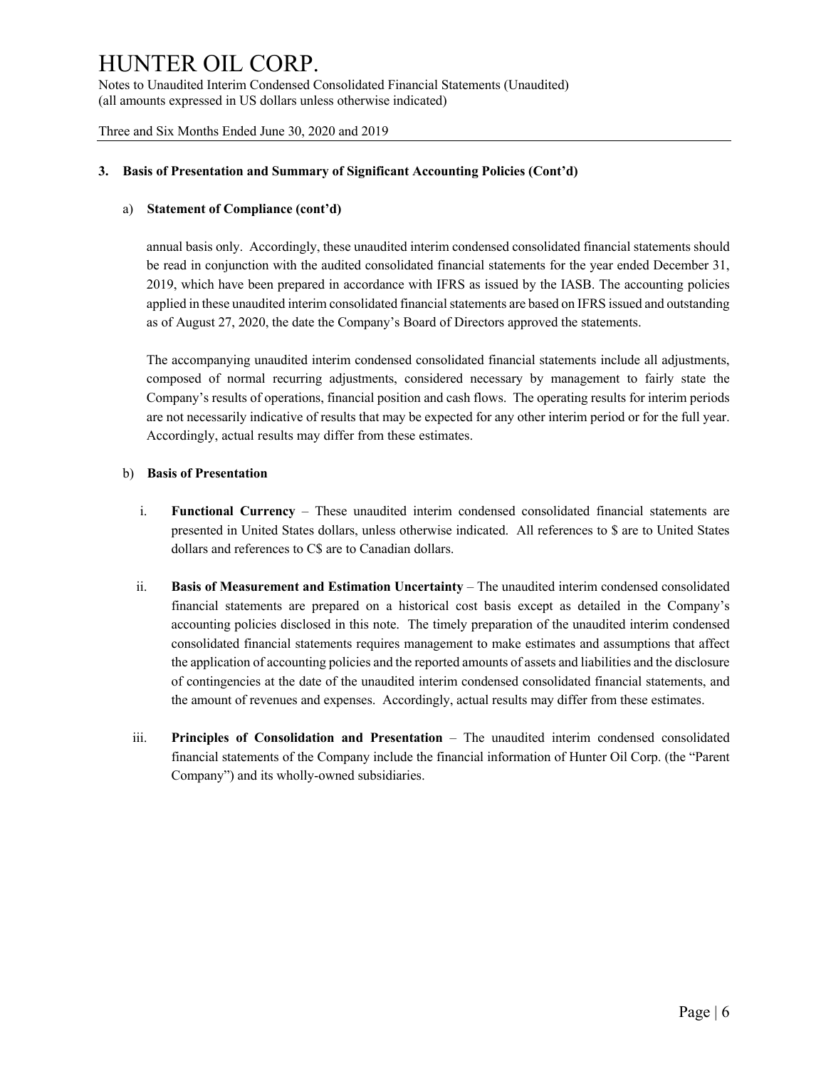### 3. Basis of Presentation and Summary of Significant Accounting Policies (Cont'd)

a) **Statement of Compliance (cont'd)**

annual basis only. Accordingly, these unaudited interim condensed consolidated financial statements should be read in conjunction with the audited consolidated financial statements for the year ended December 31, 2019, which have been prepared in accordance with IFRS as issued by the IASB. The accounting policies applied in these unaudited interim consolidated financial statements are based on IFRS issued and outstanding as of August 27, 2020, the date the Company's Board of Directors approved the statements.

The accompanying unaudited interim condensed consolidated financial statements include all adjustments, composed of normal recurring adjustments, considered necessary by management to fairly state the Company's results of operations, financial position and cash flows. The operating results for interim periods are not necessarily indicative of results that may be expected for any other interim period or for the full year. Accordingly, actual results may differ from these estimates.

b) **Basis of Presentation**

i. **Functional Currency** – These unaudited interim condensed consolidated financial statements are presented in United States dollars, unless otherwise indicated. All references to $ are to United States dollars and references to C$ are to Canadian dollars.

ii. **Basis of Measurement and Estimation Uncertainty** – The unaudited interim condensed consolidated financial statements are prepared on a historical cost basis except as detailed in the Company's accounting policies disclosed in this note. The timely preparation of the unaudited interim condensed consolidated financial statements requires management to make estimates and assumptions that affect the application of accounting policies and the reported amounts of assets and liabilities and the disclosure of contingencies at the date of the unaudited interim condensed consolidated financial statements, and the amount of revenues and expenses. Accordingly, actual results may differ from these estimates.

iii. **Principles of Consolidation and Presentation** – The unaudited interim condensed consolidated financial statements of the Company include the financial information of Hunter Oil Corp. (the "Parent Company") and its wholly-owned subsidiaries.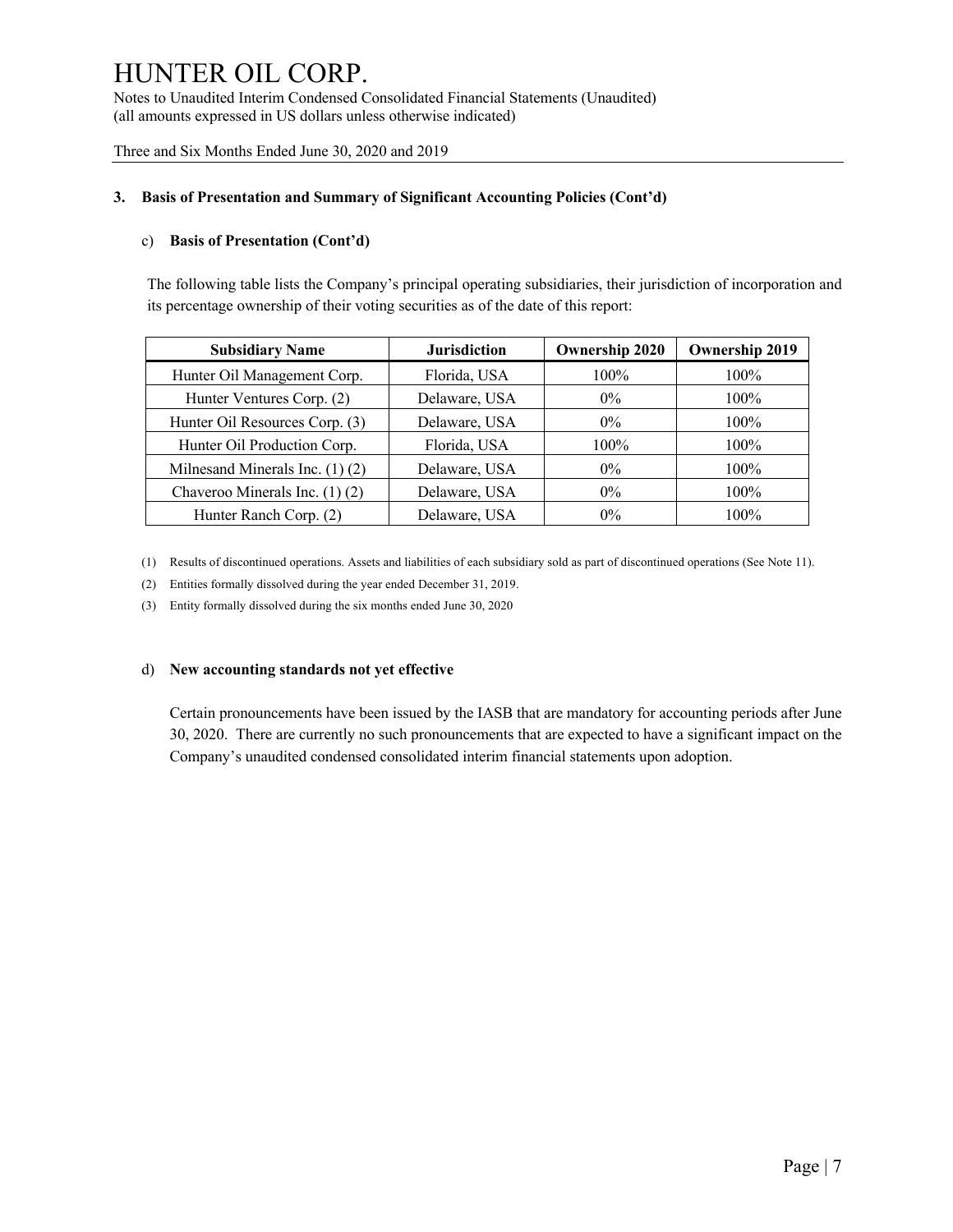### 3. Basis of Presentation and Summary of Significant Accounting Policies (Cont'd)

c) **Basis of Presentation (Cont'd)**

The following table lists the Company's principal operating subsidiaries, their jurisdiction of incorporation and its percentage ownership of their voting securities as of the date of this report:

| Subsidiary Name | Jurisdiction | Ownership 2020 | Ownership 2019 |
|---|---|---|---|
| Hunter Oil Management Corp. | Florida, USA | 100% | 100% |
| Hunter Ventures Corp. (2) | Delaware, USA | 0% | 100% |
| Hunter Oil Resources Corp. (3) | Delaware, USA | 0% | 100% |
| Hunter Oil Production Corp. | Florida, USA | 100% | 100% |
| Milnesand Minerals Inc. (1) (2) | Delaware, USA | 0% | 100% |
| Chaveroo Minerals Inc. (1) (2) | Delaware, USA | 0% | 100% |
| Hunter Ranch Corp. (2) | Delaware, USA | 0% | 100% |

(1) Results of discontinued operations. Assets and liabilities of each subsidiary sold as part of discontinued operations (See Note 11).

(2) Entities formally dissolved during the year ended December 31, 2019.

(3) Entity formally dissolved during the six months ended June 30, 2020

d) **New accounting standards not yet effective**

Certain pronouncements have been issued by the IASB that are mandatory for accounting periods after June 30, 2020. There are currently no such pronouncements that are expected to have a significant impact on the Company's unaudited condensed consolidated interim financial statements upon adoption.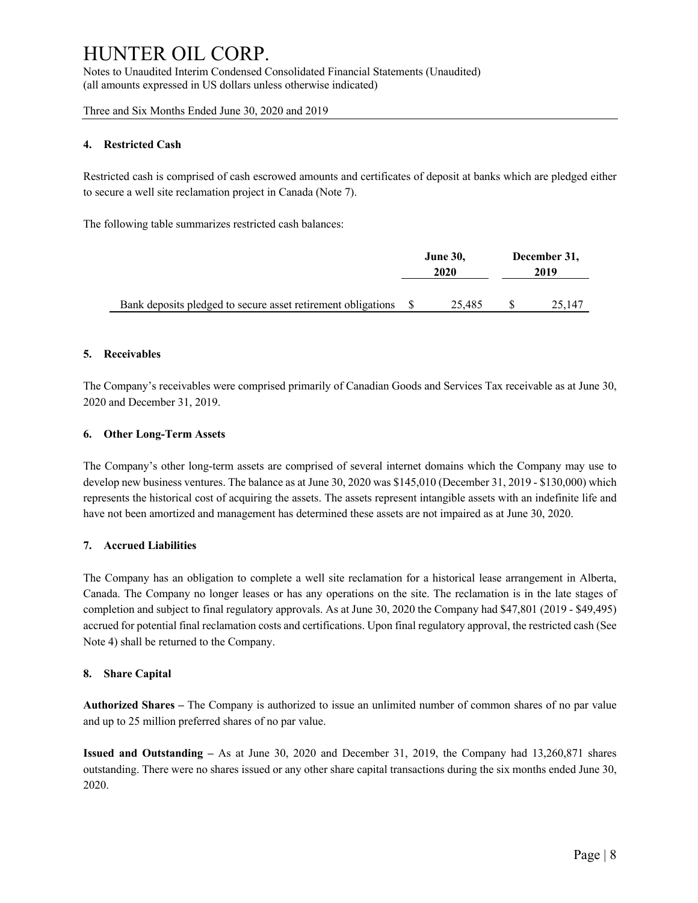### 4. Restricted Cash

Restricted cash is comprised of cash escrowed amounts and certificates of deposit at banks which are pledged either to secure a well site reclamation project in Canada (Note 7).

The following table summarizes restricted cash balances:

| | June 30, 2020 | December 31, 2019 |
|---|---|---|
| Bank deposits pledged to secure asset retirement obligations | $ 25,485 | $ 25,147 |

### 5. Receivables

The Company's receivables were comprised primarily of Canadian Goods and Services Tax receivable as at June 30, 2020 and December 31, 2019.

### 6. Other Long-Term Assets

The Company's other long-term assets are comprised of several internet domains which the Company may use to develop new business ventures. The balance as at June 30, 2020 was $145,010 (December 31, 2019 - $130,000) which represents the historical cost of acquiring the assets. The assets represent intangible assets with an indefinite life and have not been amortized and management has determined these assets are not impaired as at June 30, 2020.

### 7. Accrued Liabilities

The Company has an obligation to complete a well site reclamation for a historical lease arrangement in Alberta, Canada. The Company no longer leases or has any operations on the site. The reclamation is in the late stages of completion and subject to final regulatory approvals. As at June 30, 2020 the Company had $47,801 (2019 - $49,495) accrued for potential final reclamation costs and certifications. Upon final regulatory approval, the restricted cash (See Note 4) shall be returned to the Company.

### 8. Share Capital

**Authorized Shares –** The Company is authorized to issue an unlimited number of common shares of no par value and up to 25 million preferred shares of no par value.

**Issued and Outstanding –** As at June 30, 2020 and December 31, 2019, the Company had 13,260,871 shares outstanding. There were no shares issued or any other share capital transactions during the six months ended June 30, 2020.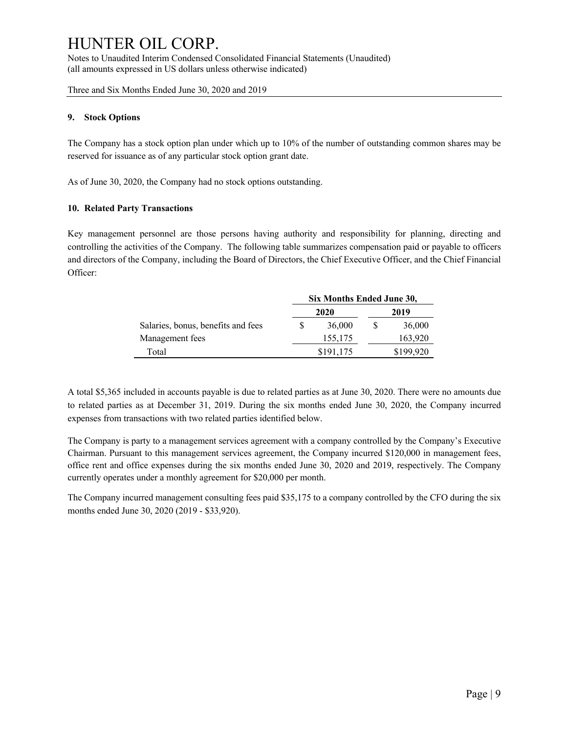### 9. Stock Options

The Company has a stock option plan under which up to 10% of the number of outstanding common shares may be reserved for issuance as of any particular stock option grant date.

As of June 30, 2020, the Company had no stock options outstanding.

### 10. Related Party Transactions

Key management personnel are those persons having authority and responsibility for planning, directing and controlling the activities of the Company. The following table summarizes compensation paid or payable to officers and directors of the Company, including the Board of Directors, the Chief Executive Officer, and the Chief Financial Officer:

| | Six Months Ended June 30, | |
|---|---|---|
| | **2020** | **2019** |
| Salaries, bonus, benefits and fees | $ 36,000 | $ 36,000 |
| Management fees | 155,175 | 163,920 |
| Total | $191,175 | $199,920 |

A total $5,365 included in accounts payable is due to related parties as at June 30, 2020. There were no amounts due to related parties as at December 31, 2019. During the six months ended June 30, 2020, the Company incurred expenses from transactions with two related parties identified below.

The Company is party to a management services agreement with a company controlled by the Company's Executive Chairman. Pursuant to this management services agreement, the Company incurred $120,000 in management fees, office rent and office expenses during the six months ended June 30, 2020 and 2019, respectively. The Company currently operates under a monthly agreement for $20,000 per month.

The Company incurred management consulting fees paid $35,175 to a company controlled by the CFO during the six months ended June 30, 2020 (2019 - $33,920).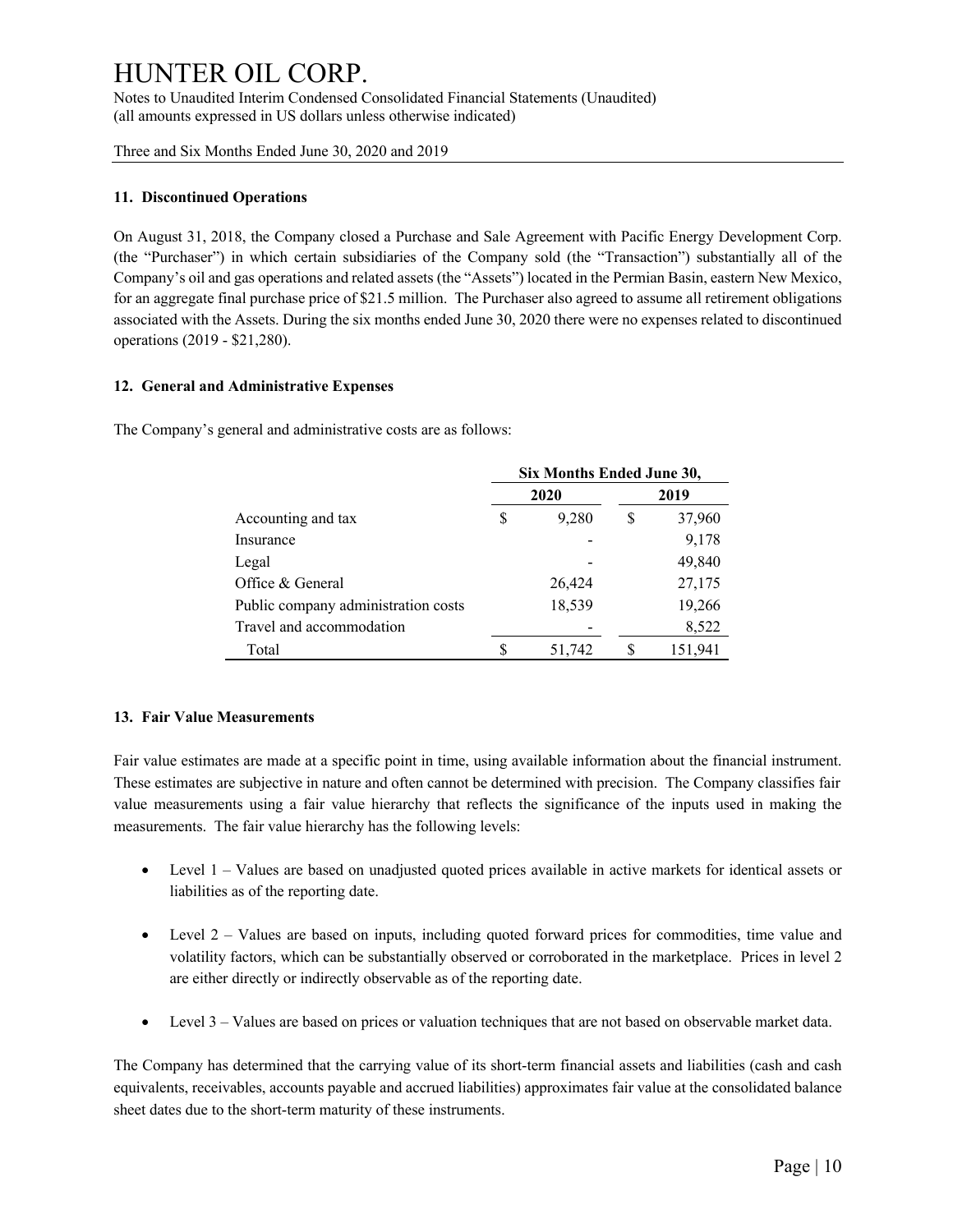### 11. Discontinued Operations

On August 31, 2018, the Company closed a Purchase and Sale Agreement with Pacific Energy Development Corp. (the "Purchaser") in which certain subsidiaries of the Company sold (the "Transaction") substantially all of the Company's oil and gas operations and related assets (the "Assets") located in the Permian Basin, eastern New Mexico, for an aggregate final purchase price of $21.5 million. The Purchaser also agreed to assume all retirement obligations associated with the Assets. During the six months ended June 30, 2020 there were no expenses related to discontinued operations (2019 - $21,280).

### 12. General and Administrative Expenses

The Company's general and administrative costs are as follows:

| | Six Months Ended June 30, | |
|---|---|---|
| | **2020** | **2019** |
| Accounting and tax | $ 9,280 | $ 37,960 |
| Insurance | - | 9,178 |
| Legal | - | 49,840 |
| Office & General | 26,424 | 27,175 |
| Public company administration costs | 18,539 | 19,266 |
| Travel and accommodation | - | 8,522 |
| Total | $ 51,742 | $ 151,941 |

### 13. Fair Value Measurements

Fair value estimates are made at a specific point in time, using available information about the financial instrument. These estimates are subjective in nature and often cannot be determined with precision. The Company classifies fair value measurements using a fair value hierarchy that reflects the significance of the inputs used in making the measurements. The fair value hierarchy has the following levels:

- Level 1 – Values are based on unadjusted quoted prices available in active markets for identical assets or liabilities as of the reporting date.
- Level 2 – Values are based on inputs, including quoted forward prices for commodities, time value and volatility factors, which can be substantially observed or corroborated in the marketplace. Prices in level 2 are either directly or indirectly observable as of the reporting date.
- Level 3 – Values are based on prices or valuation techniques that are not based on observable market data.

The Company has determined that the carrying value of its short-term financial assets and liabilities (cash and cash equivalents, receivables, accounts payable and accrued liabilities) approximates fair value at the consolidated balance sheet dates due to the short-term maturity of these instruments.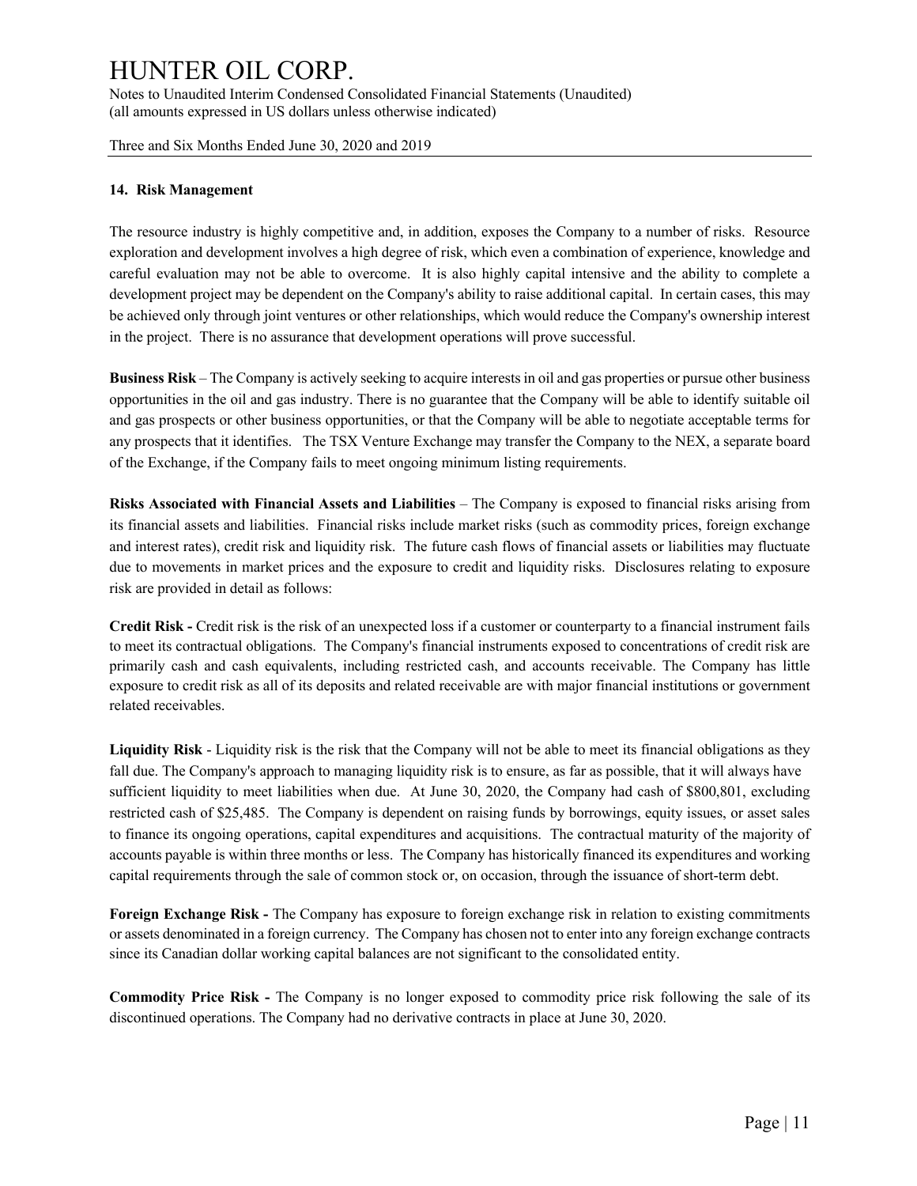### 14. Risk Management

The resource industry is highly competitive and, in addition, exposes the Company to a number of risks. Resource exploration and development involves a high degree of risk, which even a combination of experience, knowledge and careful evaluation may not be able to overcome. It is also highly capital intensive and the ability to complete a development project may be dependent on the Company's ability to raise additional capital. In certain cases, this may be achieved only through joint ventures or other relationships, which would reduce the Company's ownership interest in the project. There is no assurance that development operations will prove successful.

**Business Risk** – The Company is actively seeking to acquire interests in oil and gas properties or pursue other business opportunities in the oil and gas industry. There is no guarantee that the Company will be able to identify suitable oil and gas prospects or other business opportunities, or that the Company will be able to negotiate acceptable terms for any prospects that it identifies. The TSX Venture Exchange may transfer the Company to the NEX, a separate board of the Exchange, if the Company fails to meet ongoing minimum listing requirements.

**Risks Associated with Financial Assets and Liabilities** – The Company is exposed to financial risks arising from its financial assets and liabilities. Financial risks include market risks (such as commodity prices, foreign exchange and interest rates), credit risk and liquidity risk. The future cash flows of financial assets or liabilities may fluctuate due to movements in market prices and the exposure to credit and liquidity risks. Disclosures relating to exposure risk are provided in detail as follows:

**Credit Risk -** Credit risk is the risk of an unexpected loss if a customer or counterparty to a financial instrument fails to meet its contractual obligations. The Company's financial instruments exposed to concentrations of credit risk are primarily cash and cash equivalents, including restricted cash, and accounts receivable. The Company has little exposure to credit risk as all of its deposits and related receivable are with major financial institutions or government related receivables.

**Liquidity Risk** - Liquidity risk is the risk that the Company will not be able to meet its financial obligations as they fall due. The Company's approach to managing liquidity risk is to ensure, as far as possible, that it will always have sufficient liquidity to meet liabilities when due. At June 30, 2020, the Company had cash of $800,801, excluding restricted cash of $25,485. The Company is dependent on raising funds by borrowings, equity issues, or asset sales to finance its ongoing operations, capital expenditures and acquisitions. The contractual maturity of the majority of accounts payable is within three months or less. The Company has historically financed its expenditures and working capital requirements through the sale of common stock or, on occasion, through the issuance of short-term debt.

**Foreign Exchange Risk -** The Company has exposure to foreign exchange risk in relation to existing commitments or assets denominated in a foreign currency. The Company has chosen not to enter into any foreign exchange contracts since its Canadian dollar working capital balances are not significant to the consolidated entity.

**Commodity Price Risk -** The Company is no longer exposed to commodity price risk following the sale of its discontinued operations. The Company had no derivative contracts in place at June 30, 2020.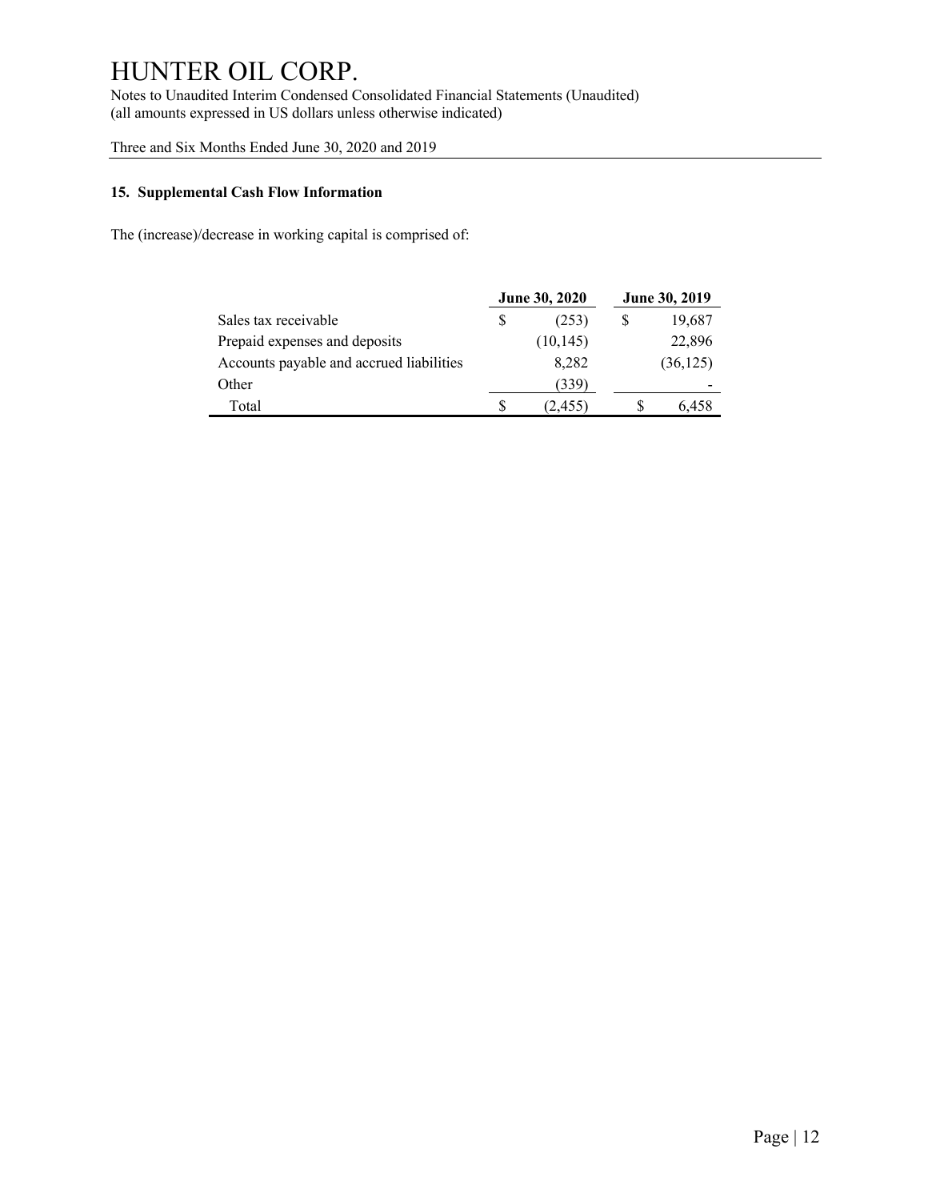# HUNTER OIL CORP.

Notes to Unaudited Interim Condensed Consolidated Financial Statements (Unaudited)
(all amounts expressed in US dollars unless otherwise indicated)

Three and Six Months Ended June 30, 2020 and 2019

### 15. Supplemental Cash Flow Information

The (increase)/decrease in working capital is comprised of:

| | June 30, 2020 | June 30, 2019 |
|---|---|---|
| Sales tax receivable | $ (253) | $ 19,687 |
| Prepaid expenses and deposits | (10,145) | 22,896 |
| Accounts payable and accrued liabilities | 8,282 | (36,125) |
| Other | (339) | - |
| Total | $ (2,455) | $ 6,458 |